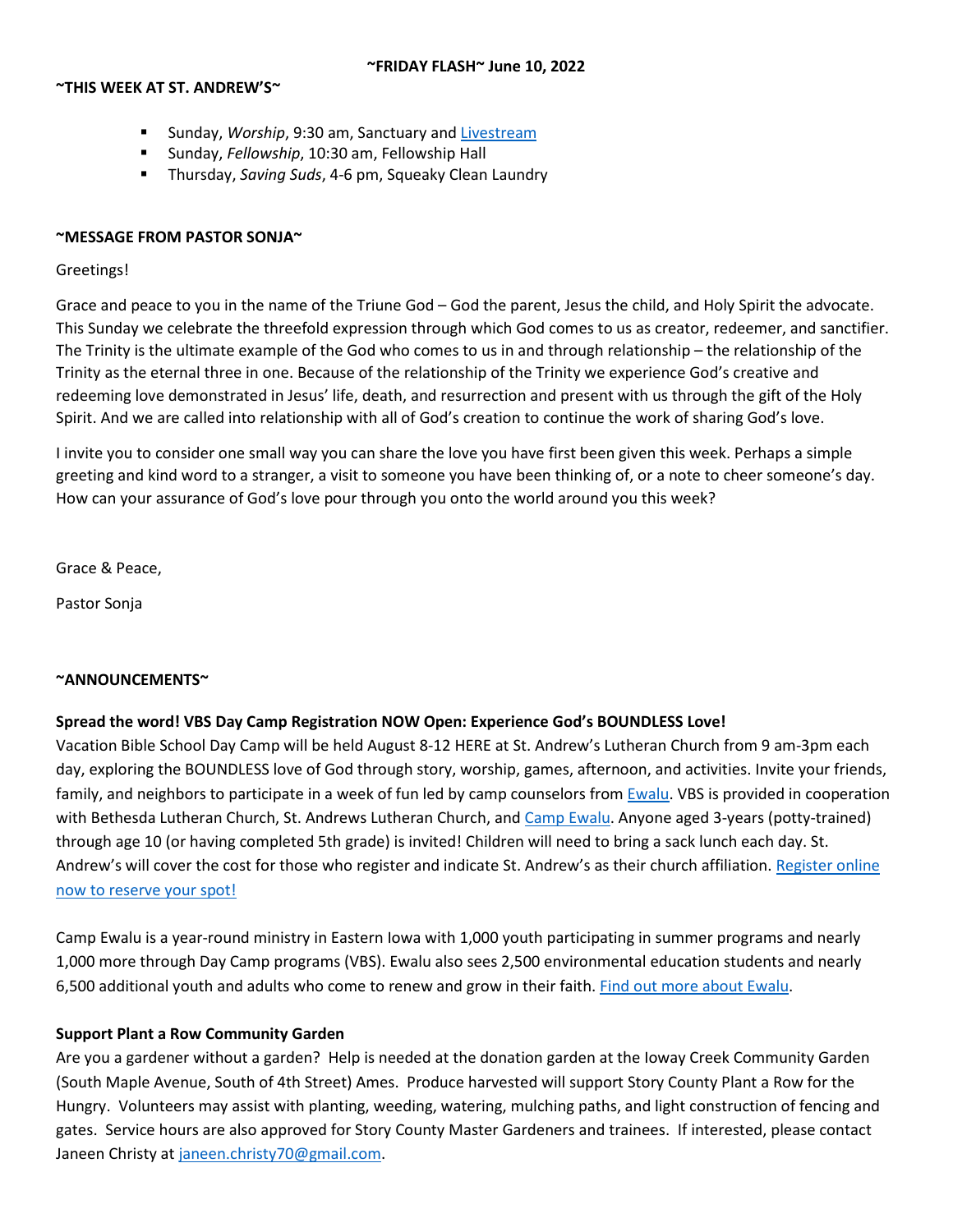**~FRIDAY FLASH~ June 10, 2022**

**~THIS WEEK AT ST. ANDREW'S~**

- Sunday, *Worship*, 9:30 am, Sanctuary and Livestream
- Sunday, *Fellowship*, 10:30 am, Fellowship Hall
- Thursday, *Saving Suds*, 4-6 pm, Squeaky Clean Laundry

**~MESSAGE FROM PASTOR SONJA~**

Greetings!

Grace and peace to you in the name of the Triune God – God the parent, Jesus the child, and Holy Spirit the advocate. This Sunday we celebrate the threefold expression through which God comes to us as creator, redeemer, and sanctifier. The Trinity is the ultimate example of the God who comes to us in and through relationship – the relationship of the Trinity as the eternal three in one. Because of the relationship of the Trinity we experience God's creative and redeeming love demonstrated in Jesus' life, death, and resurrection and present with us through the gift of the Holy Spirit. And we are called into relationship with all of God's creation to continue the work of sharing God's love.

I invite you to consider one small way you can share the love you have first been given this week. Perhaps a simple greeting and kind word to a stranger, a visit to someone you have been thinking of, or a note to cheer someone's day. How can your assurance of God's love pour through you onto the world around you this week?

Grace & Peace,

Pastor Sonja

**~ANNOUNCEMENTS~**

**Spread the word! VBS Day Camp Registration NOW Open: Experience God's BOUNDLESS Love!**

Vacation Bible School Day Camp will be held August 8-12 HERE at St. Andrew's Lutheran Church from 9 am-3pm each day, exploring the BOUNDLESS love of God through story, worship, games, afternoon, and activities. Invite your friends, family, and neighbors to participate in a week of fun led by camp counselors from Ewalu. VBS is provided in cooperation with Bethesda Lutheran Church, St. Andrews Lutheran Church, and Camp Ewalu. Anyone aged 3-years (potty-trained) through age 10 (or having completed 5th grade) is invited! Children will need to bring a sack lunch each day. St. Andrew's will cover the cost for those who register and indicate St. Andrew's as their church affiliation. Register online now to reserve your spot!

Camp Ewalu is a year-round ministry in Eastern Iowa with 1,000 youth participating in summer programs and nearly 1,000 more through Day Camp programs (VBS). Ewalu also sees 2,500 environmental education students and nearly 6,500 additional youth and adults who come to renew and grow in their faith. Find out more about Ewalu.

**Support Plant a Row Community Garden**

Are you a gardener without a garden? Help is needed at the donation garden at the Ioway Creek Community Garden (South Maple Avenue, South of 4th Street) Ames. Produce harvested will support Story County Plant a Row for the Hungry. Volunteers may assist with planting, weeding, watering, mulching paths, and light construction of fencing and gates. Service hours are also approved for Story County Master Gardeners and trainees. If interested, please contact Janeen Christy at janeen.christy70@gmail.com.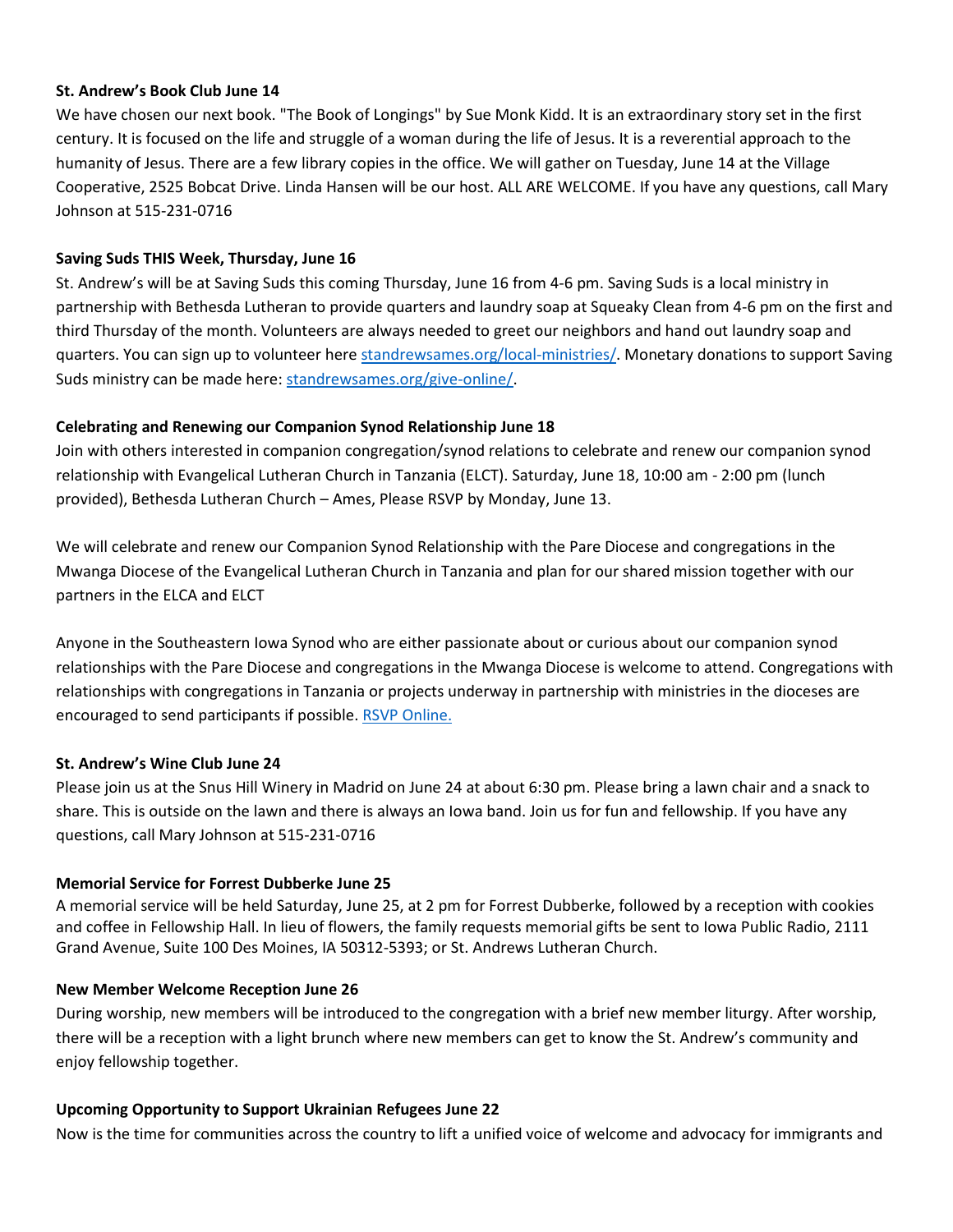**St. Andrew's Book Club June 14**

We have chosen our next book. "The Book of Longings" by Sue Monk Kidd. It is an extraordinary story set in the first century. It is focused on the life and struggle of a woman during the life of Jesus. It is a reverential approach to the humanity of Jesus. There are a few library copies in the office. We will gather on Tuesday, June 14 at the Village Cooperative, 2525 Bobcat Drive. Linda Hansen will be our host. ALL ARE WELCOME. If you have any questions, call Mary Johnson at 515-231-0716

**Saving Suds THIS Week, Thursday, June 16**

St. Andrew's will be at Saving Suds this coming Thursday, June 16 from 4-6 pm. Saving Suds is a local ministry in partnership with Bethesda Lutheran to provide quarters and laundry soap at Squeaky Clean from 4-6 pm on the first and third Thursday of the month. Volunteers are always needed to greet our neighbors and hand out laundry soap and quarters. You can sign up to volunteer here [standrewsames.org/local-ministries/](standrewsames.org/local-ministries/). Monetary donations to support Saving Suds ministry can be made here: [standrewsames.org/give-online/](standrewsames.org/give-online/).

**Celebrating and Renewing our Companion Synod Relationship June 18**

Join with others interested in companion congregation/synod relations to celebrate and renew our companion synod relationship with Evangelical Lutheran Church in Tanzania (ELCT). Saturday, June 18, 10:00 am - 2:00 pm (lunch provided), Bethesda Lutheran Church – Ames, Please RSVP by Monday, June 13.

We will celebrate and renew our Companion Synod Relationship with the Pare Diocese and congregations in the Mwanga Diocese of the Evangelical Lutheran Church in Tanzania and plan for our shared mission together with our partners in the ELCA and ELCT

Anyone in the Southeastern Iowa Synod who are either passionate about or curious about our companion synod relationships with the Pare Diocese and congregations in the Mwanga Diocese is welcome to attend. Congregations with relationships with congregations in Tanzania or projects underway in partnership with ministries in the dioceses are encouraged to send participants if possible. RSVP Online.

**St. Andrew's Wine Club June 24**

Please join us at the Snus Hill Winery in Madrid on June 24 at about 6:30 pm. Please bring a lawn chair and a snack to share. This is outside on the lawn and there is always an Iowa band. Join us for fun and fellowship. If you have any questions, call Mary Johnson at 515-231-0716

**Memorial Service for Forrest Dubberke June 25**

A memorial service will be held Saturday, June 25, at 2 pm for Forrest Dubberke, followed by a reception with cookies and coffee in Fellowship Hall. In lieu of flowers, the family requests memorial gifts be sent to Iowa Public Radio, 2111 Grand Avenue, Suite 100 Des Moines, IA 50312-5393; or St. Andrews Lutheran Church.

**New Member Welcome Reception June 26**

During worship, new members will be introduced to the congregation with a brief new member liturgy. After worship, there will be a reception with a light brunch where new members can get to know the St. Andrew's community and enjoy fellowship together.

**Upcoming Opportunity to Support Ukrainian Refugees June 22**

Now is the time for communities across the country to lift a unified voice of welcome and advocacy for immigrants and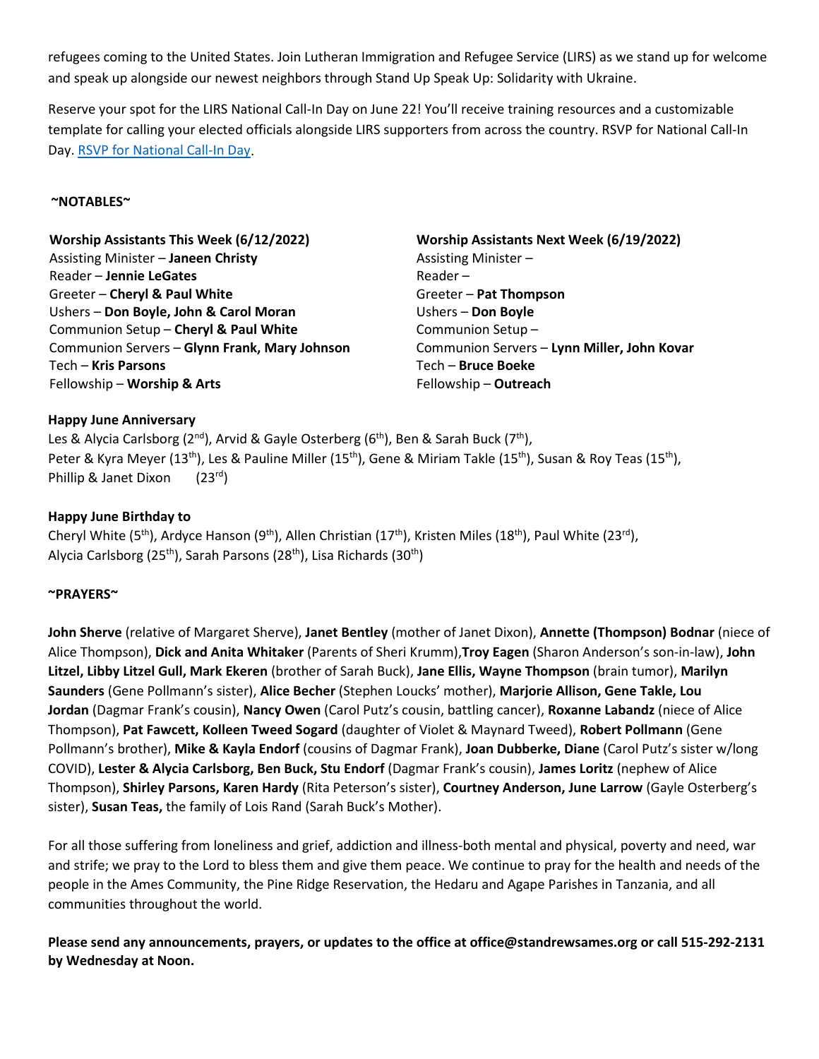refugees coming to the United States. Join Lutheran Immigration and Refugee Service (LIRS) as we stand up for welcome and speak up alongside our newest neighbors through Stand Up Speak Up: Solidarity with Ukraine.

Reserve your spot for the LIRS National Call-In Day on June 22! You'll receive training resources and a customizable template for calling your elected officials alongside LIRS supporters from across the country. RSVP for National Call-In Day. [RSVP for National Call-In Day](#).

**~NOTABLES~**

**Worship Assistants This Week (6/12/2022)**
Assisting Minister – **Janeen Christy**
Reader – **Jennie LeGates**
Greeter – **Cheryl & Paul White**
Ushers – **Don Boyle, John & Carol Moran**
Communion Setup – **Cheryl & Paul White**
Communion Servers – **Glynn Frank, Mary Johnson**
Tech – **Kris Parsons**
Fellowship – **Worship & Arts**

**Worship Assistants Next Week (6/19/2022)**
Assisting Minister –
Reader –
Greeter – **Pat Thompson**
Ushers – **Don Boyle**
Communion Setup –
Communion Servers – **Lynn Miller, John Kovar**
Tech – **Bruce Boeke**
Fellowship – **Outreach**

**Happy June Anniversary**
Les & Alycia Carlsborg (2nd), Arvid & Gayle Osterberg (6th), Ben & Sarah Buck (7th), Peter & Kyra Meyer (13th), Les & Pauline Miller (15th), Gene & Miriam Takle (15th), Susan & Roy Teas (15th), Phillip & Janet Dixon (23rd)

**Happy June Birthday to**
Cheryl White (5th), Ardyce Hanson (9th), Allen Christian (17th), Kristen Miles (18th), Paul White (23rd), Alycia Carlsborg (25th), Sarah Parsons (28th), Lisa Richards (30th)

**~PRAYERS~**

**John Sherve** (relative of Margaret Sherve), **Janet Bentley** (mother of Janet Dixon), **Annette (Thompson) Bodnar** (niece of Alice Thompson), **Dick and Anita Whitaker** (Parents of Sheri Krumm),**Troy Eagen** (Sharon Anderson's son-in-law), **John Litzel, Libby Litzel Gull, Mark Ekeren** (brother of Sarah Buck), **Jane Ellis, Wayne Thompson** (brain tumor), **Marilyn Saunders** (Gene Pollmann's sister), **Alice Becher** (Stephen Loucks' mother), **Marjorie Allison, Gene Takle, Lou Jordan** (Dagmar Frank's cousin), **Nancy Owen** (Carol Putz's cousin, battling cancer), **Roxanne Labandz** (niece of Alice Thompson), **Pat Fawcett, Kolleen Tweed Sogard** (daughter of Violet & Maynard Tweed), **Robert Pollmann** (Gene Pollmann's brother), **Mike & Kayla Endorf** (cousins of Dagmar Frank), **Joan Dubberke, Diane** (Carol Putz's sister w/long COVID), **Lester & Alycia Carlsborg, Ben Buck, Stu Endorf** (Dagmar Frank's cousin), **James Loritz** (nephew of Alice Thompson), **Shirley Parsons, Karen Hardy** (Rita Peterson's sister), **Courtney Anderson, June Larrow** (Gayle Osterberg's sister), **Susan Teas,** the family of Lois Rand (Sarah Buck's Mother).

For all those suffering from loneliness and grief, addiction and illness-both mental and physical, poverty and need, war and strife; we pray to the Lord to bless them and give them peace. We continue to pray for the health and needs of the people in the Ames Community, the Pine Ridge Reservation, the Hedaru and Agape Parishes in Tanzania, and all communities throughout the world.

**Please send any announcements, prayers, or updates to the office at office@standrewsames.org or call 515-292-2131 by Wednesday at Noon.**